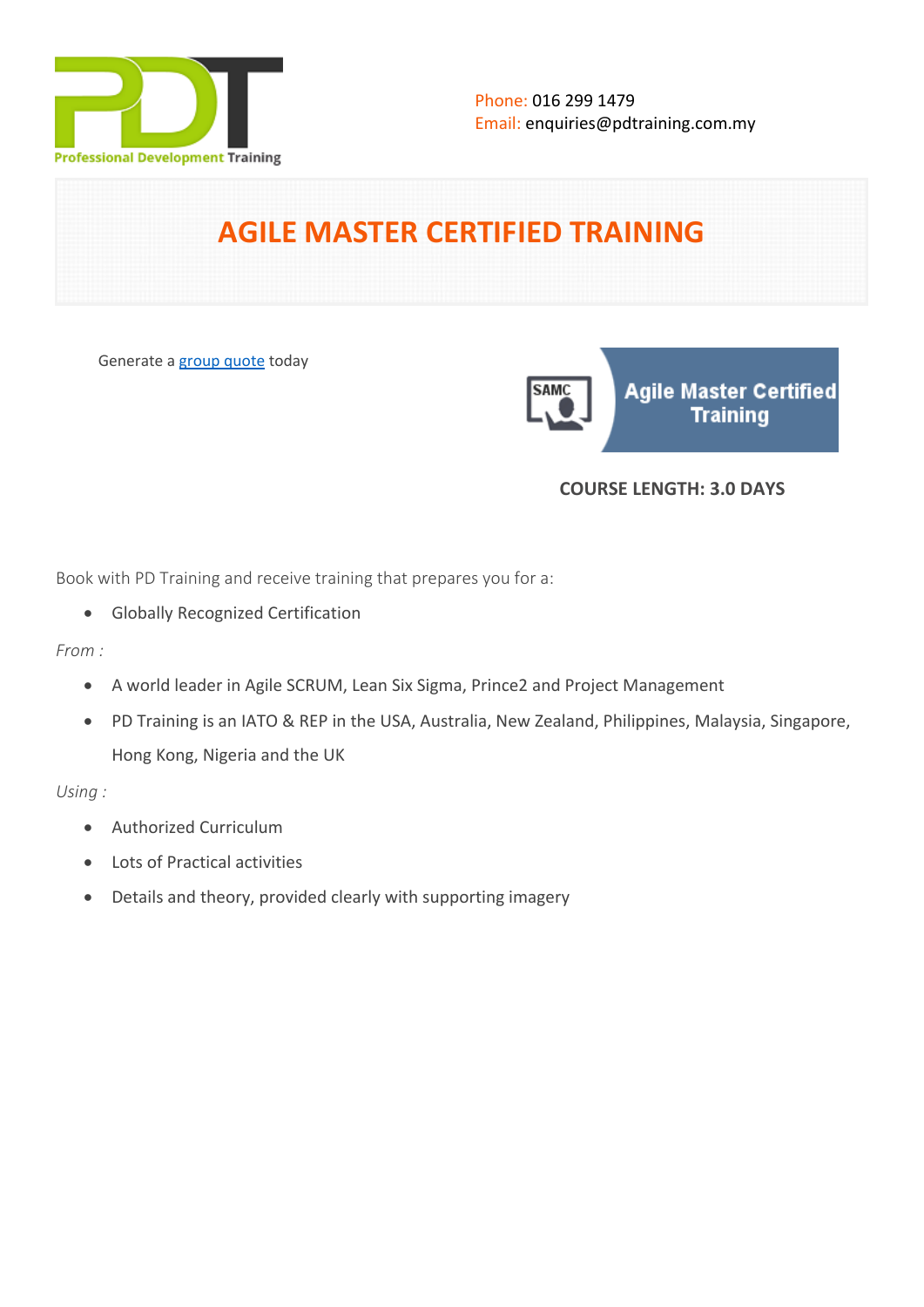Phone: 016 299 1479
Email: enquiries@pdtraining.com.my

# AGILE MASTER CERTIFIED TRAINING

Generate a group quote today

**COURSE LENGTH: 3.0 DAYS**

Book with PD Training and receive training that prepares you for a:

- Globally Recognized Certification

*From :*

- A world leader in Agile SCRUM, Lean Six Sigma, Prince2 and Project Management
- PD Training is an IATO & REP in the USA, Australia, New Zealand, Philippines, Malaysia, Singapore, Hong Kong, Nigeria and the UK

*Using :*

- Authorized Curriculum
- Lots of Practical activities
- Details and theory, provided clearly with supporting imagery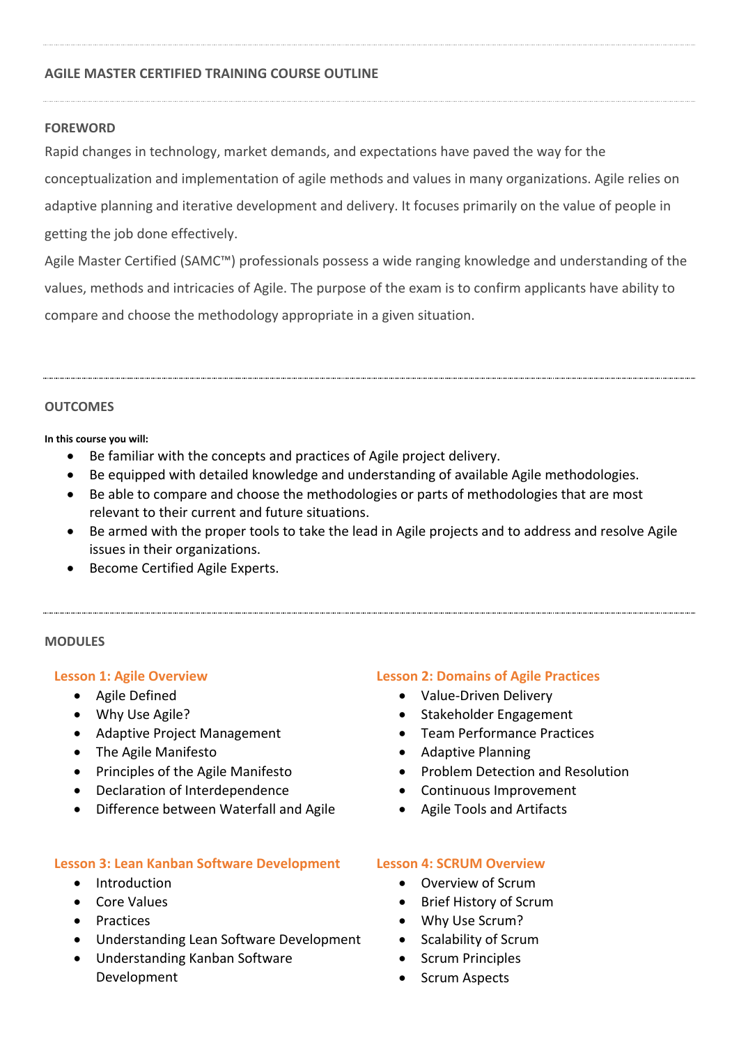## AGILE MASTER CERTIFIED TRAINING COURSE OUTLINE

### FOREWORD

Rapid changes in technology, market demands, and expectations have paved the way for the conceptualization and implementation of agile methods and values in many organizations. Agile relies on adaptive planning and iterative development and delivery. It focuses primarily on the value of people in getting the job done effectively.

Agile Master Certified (SAMC™) professionals possess a wide ranging knowledge and understanding of the values, methods and intricacies of Agile. The purpose of the exam is to confirm applicants have ability to compare and choose the methodology appropriate in a given situation.

### OUTCOMES

**In this course you will:**

- Be familiar with the concepts and practices of Agile project delivery.
- Be equipped with detailed knowledge and understanding of available Agile methodologies.
- Be able to compare and choose the methodologies or parts of methodologies that are most relevant to their current and future situations.
- Be armed with the proper tools to take the lead in Agile projects and to address and resolve Agile issues in their organizations.
- Become Certified Agile Experts.

### MODULES

#### Lesson 1: Agile Overview

- Agile Defined
- Why Use Agile?
- Adaptive Project Management
- The Agile Manifesto
- Principles of the Agile Manifesto
- Declaration of Interdependence
- Difference between Waterfall and Agile

#### Lesson 2: Domains of Agile Practices

- Value-Driven Delivery
- Stakeholder Engagement
- Team Performance Practices
- Adaptive Planning
- Problem Detection and Resolution
- Continuous Improvement
- Agile Tools and Artifacts

#### Lesson 3: Lean Kanban Software Development

- Introduction
- Core Values
- Practices
- Understanding Lean Software Development
- Understanding Kanban Software Development

#### Lesson 4: SCRUM Overview

- Overview of Scrum
- Brief History of Scrum
- Why Use Scrum?
- Scalability of Scrum
- Scrum Principles
- Scrum Aspects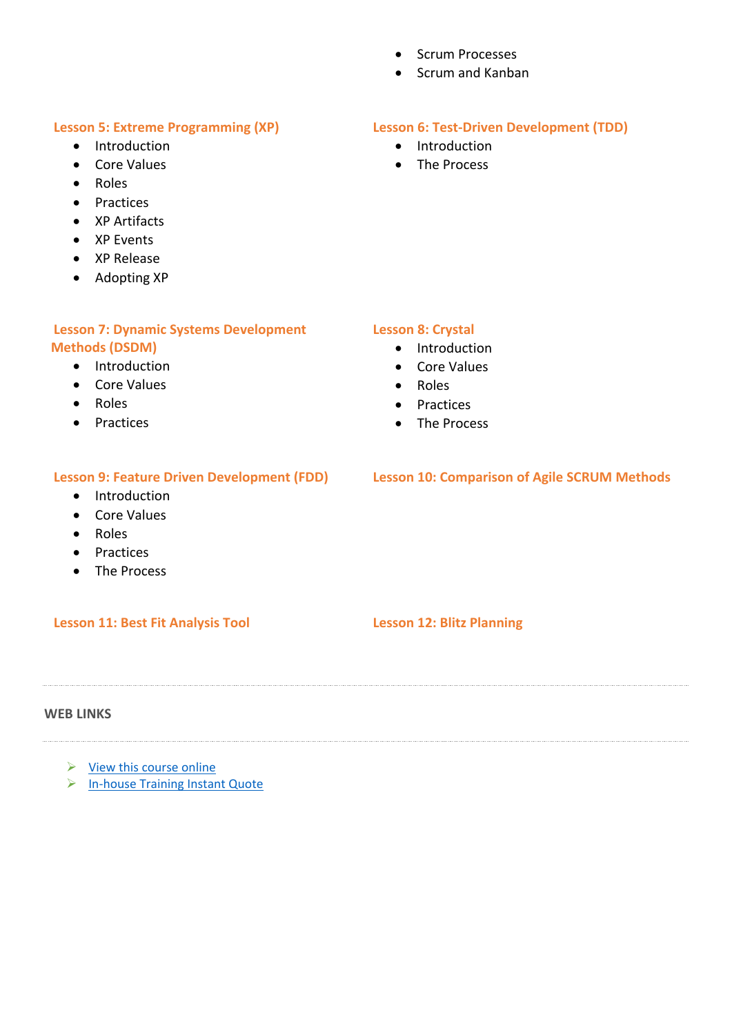- Scrum Processes
- Scrum and Kanban

### Lesson 5: Extreme Programming (XP)

- Introduction
- Core Values
- Roles
- Practices
- XP Artifacts
- XP Events
- XP Release
- Adopting XP

### Lesson 6: Test-Driven Development (TDD)

- Introduction
- The Process

### Lesson 7: Dynamic Systems Development Methods (DSDM)

- Introduction
- Core Values
- Roles
- Practices

### Lesson 8: Crystal

- Introduction
- Core Values
- Roles
- Practices
- The Process

### Lesson 9: Feature Driven Development (FDD)

- Introduction
- Core Values
- Roles
- Practices
- The Process

### Lesson 10: Comparison of Agile SCRUM Methods

### Lesson 11: Best Fit Analysis Tool

### Lesson 12: Blitz Planning

---

## WEB LINKS

---

- View this course online
- In-house Training Instant Quote